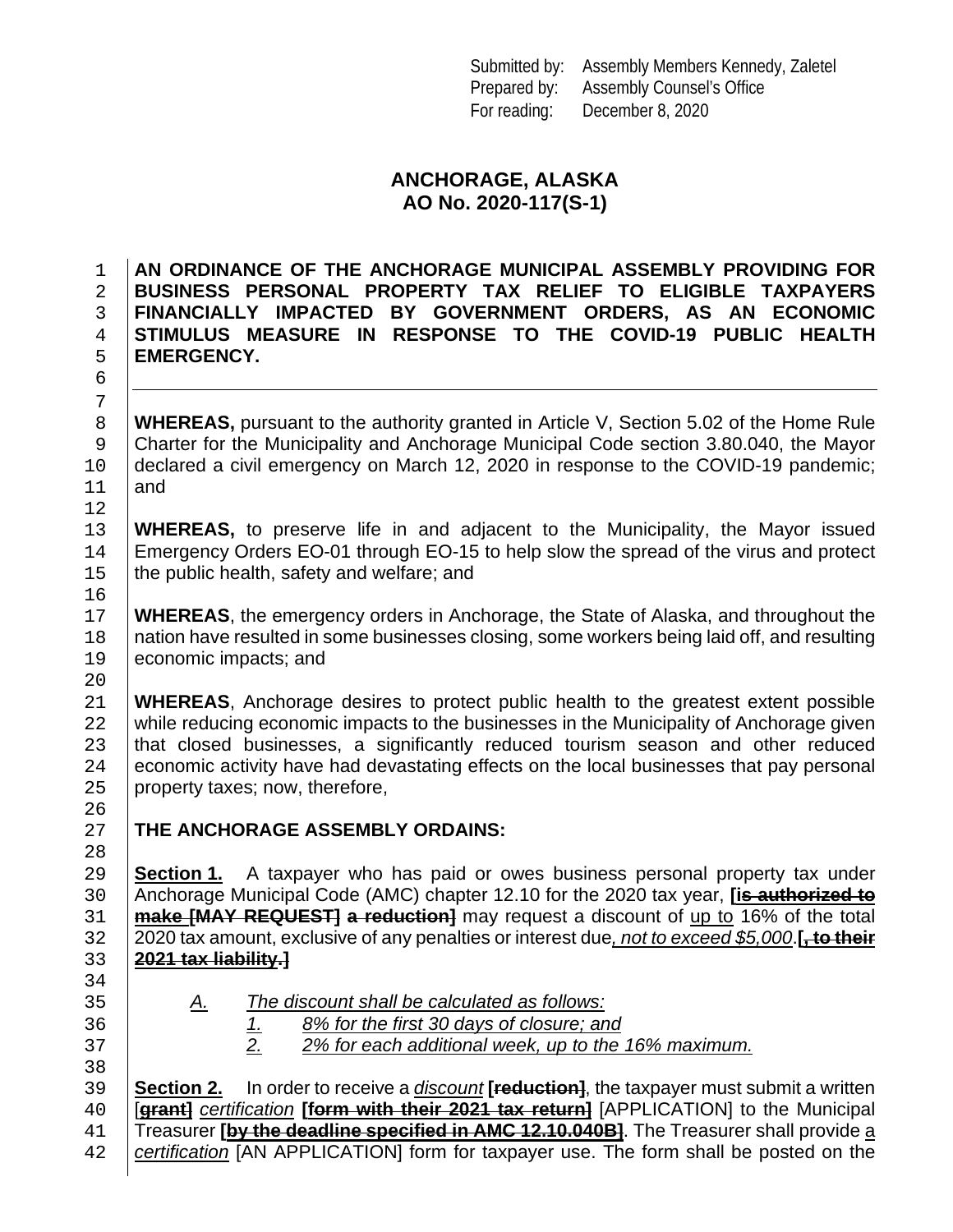Submitted by: Assembly Members Kennedy, Zaletel
Prepared by: Assembly Counsel's Office
For reading: December 8, 2020

# ANCHORAGE, ALASKA
## AO No. 2020-117(S-1)

**AN ORDINANCE OF THE ANCHORAGE MUNICIPAL ASSEMBLY PROVIDING FOR BUSINESS PERSONAL PROPERTY TAX RELIEF TO ELIGIBLE TAXPAYERS FINANCIALLY IMPACTED BY GOVERNMENT ORDERS, AS AN ECONOMIC STIMULUS MEASURE IN RESPONSE TO THE COVID-19 PUBLIC HEALTH EMERGENCY.**

---

**WHEREAS,** pursuant to the authority granted in Article V, Section 5.02 of the Home Rule Charter for the Municipality and Anchorage Municipal Code section 3.80.040, the Mayor declared a civil emergency on March 12, 2020 in response to the COVID-19 pandemic; and

**WHEREAS,** to preserve life in and adjacent to the Municipality, the Mayor issued Emergency Orders EO-01 through EO-15 to help slow the spread of the virus and protect the public health, safety and welfare; and

**WHEREAS**, the emergency orders in Anchorage, the State of Alaska, and throughout the nation have resulted in some businesses closing, some workers being laid off, and resulting economic impacts; and

**WHEREAS**, Anchorage desires to protect public health to the greatest extent possible while reducing economic impacts to the businesses in the Municipality of Anchorage given that closed businesses, a significantly reduced tourism season and other reduced economic activity have had devastating effects on the local businesses that pay personal property taxes; now, therefore,

**THE ANCHORAGE ASSEMBLY ORDAINS:**

**Section 1.** A taxpayer who has paid or owes business personal property tax under Anchorage Municipal Code (AMC) chapter 12.10 for the 2020 tax year, **[~~is authorized to make [MAY REQUEST] a reduction~~]** may request a discount of up to 16% of the total 2020 tax amount, exclusive of any penalties or interest due*, not to exceed $5,000*.**[~~, to their 2021 tax liability.~~]**

*A. The discount shall be calculated as follows:*

*1. 8% for the first 30 days of closure; and*

*2. 2% for each additional week, up to the 16% maximum.*

**Section 2.** In order to receive a *discount* **[~~reduction~~]**, the taxpayer must submit a written [~~**grant**~~] *certification* **[~~form with their 2021 tax return~~]** [APPLICATION] to the Municipal Treasurer **[~~by the deadline specified in AMC 12.10.040B~~]**. The Treasurer shall provide a *certification* [AN APPLICATION] form for taxpayer use. The form shall be posted on the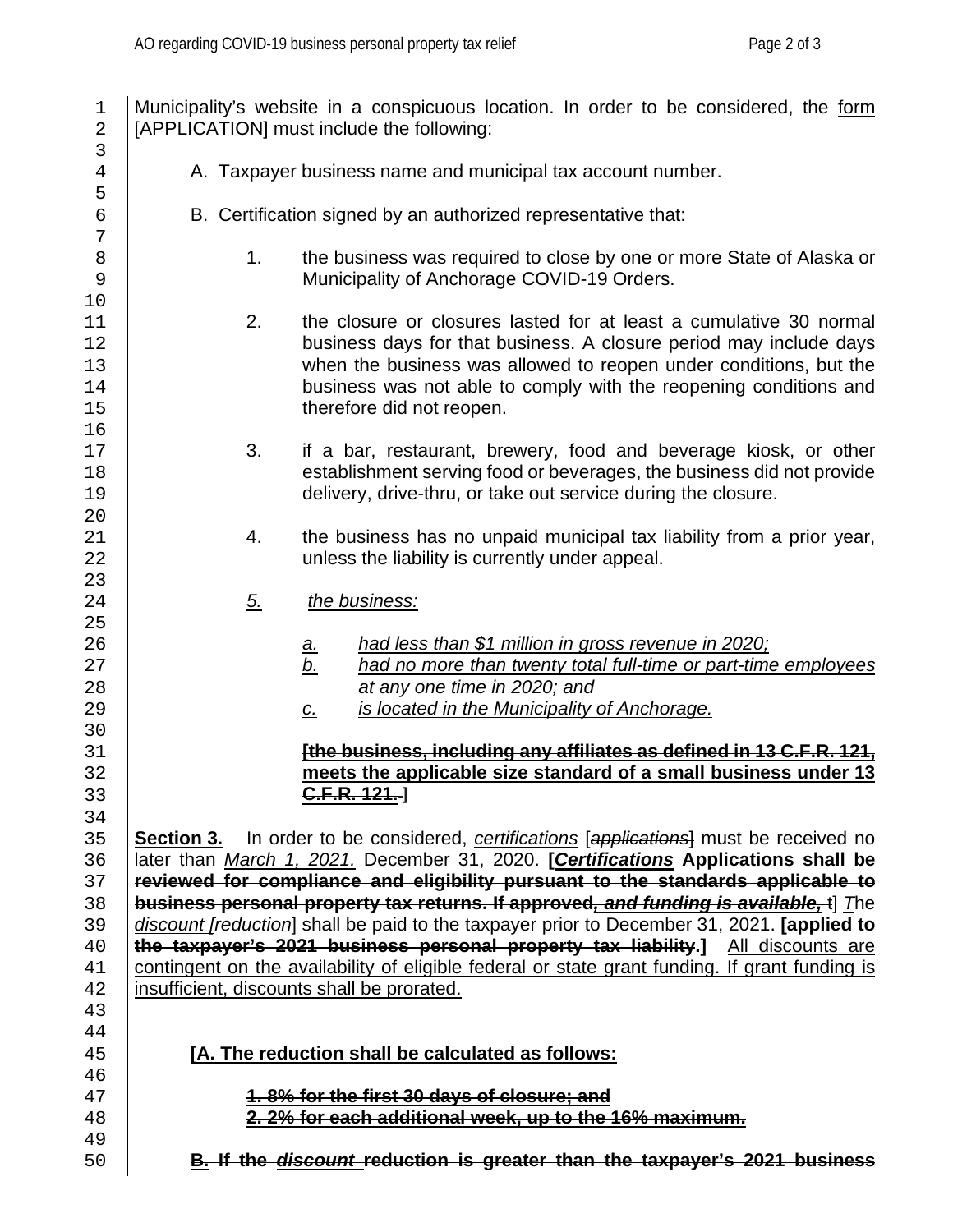Municipality's website in a conspicuous location. In order to be considered, the form [APPLICATION] must include the following:

A. Taxpayer business name and municipal tax account number.

B. Certification signed by an authorized representative that:

1. the business was required to close by one or more State of Alaska or Municipality of Anchorage COVID-19 Orders.

2. the closure or closures lasted for at least a cumulative 30 normal business days for that business. A closure period may include days when the business was allowed to reopen under conditions, but the business was not able to comply with the reopening conditions and therefore did not reopen.

3. if a bar, restaurant, brewery, food and beverage kiosk, or other establishment serving food or beverages, the business did not provide delivery, drive-thru, or take out service during the closure.

4. the business has no unpaid municipal tax liability from a prior year, unless the liability is currently under appeal.

*5.* *the business:*

*a.* *had less than $1 million in gross revenue in 2020;*
*b.* *had no more than twenty total full-time or part-time employees at any one time in 2020; and*
*c.* *is located in the Municipality of Anchorage.*

**[~~the business, including any affiliates as defined in 13 C.F.R. 121, meets the applicable size standard of a small business under 13 C.F.R. 121.~~]**

**Section 3.** In order to be considered, *certifications* [*~~applications~~*] must be received no later than *March 1, 2021.* ~~December 31, 2020.~~ **[*~~Certifications~~* ~~Applications shall be reviewed for compliance and eligibility pursuant to the standards applicable to business personal property tax returns. If approved~~*~~, and funding is available,~~* ~~t~~]** *T*he *discount [~~reduction~~]* shall be paid to the taxpayer prior to December 31, 2021. **[~~applied to the taxpayer's 2021 business personal property tax liability.~~]** All discounts are contingent on the availability of eligible federal or state grant funding. If grant funding is insufficient, discounts shall be prorated.

**[~~A. The reduction shall be calculated as follows:~~**

**~~1. 8% for the first 30 days of closure; and~~**
**~~2. 2% for each additional week, up to the 16% maximum.~~**

**~~B. If the~~ *~~discount~~* ~~reduction is greater than the taxpayer's 2021 business~~**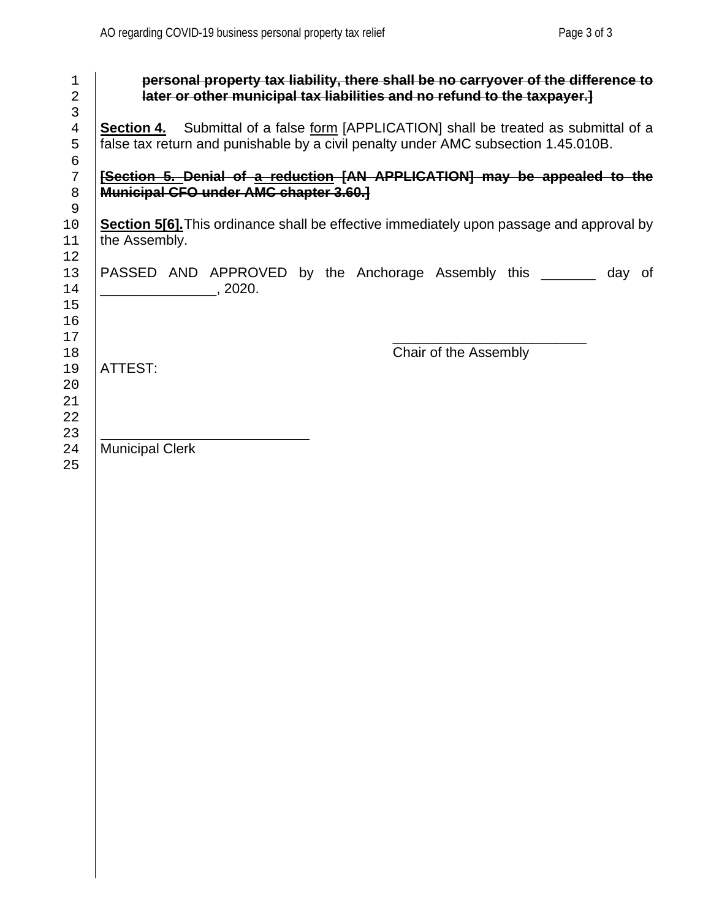~~**personal property tax liability, there shall be no carryover of the difference to later or other municipal tax liabilities and no refund to the taxpayer.]**~~

**Section 4.** Submittal of a false form [APPLICATION] shall be treated as submittal of a false tax return and punishable by a civil penalty under AMC subsection 1.45.010B.

~~**[Section 5. Denial of a reduction [AN APPLICATION] may be appealed to the Municipal CFO under AMC chapter 3.60.]**~~

**Section 5[6].** This ordinance shall be effective immediately upon passage and approval by the Assembly.

PASSED AND APPROVED by the Anchorage Assembly this _______ day of ______________, 2020.

________________________
Chair of the Assembly

ATTEST:

________________________
Municipal Clerk